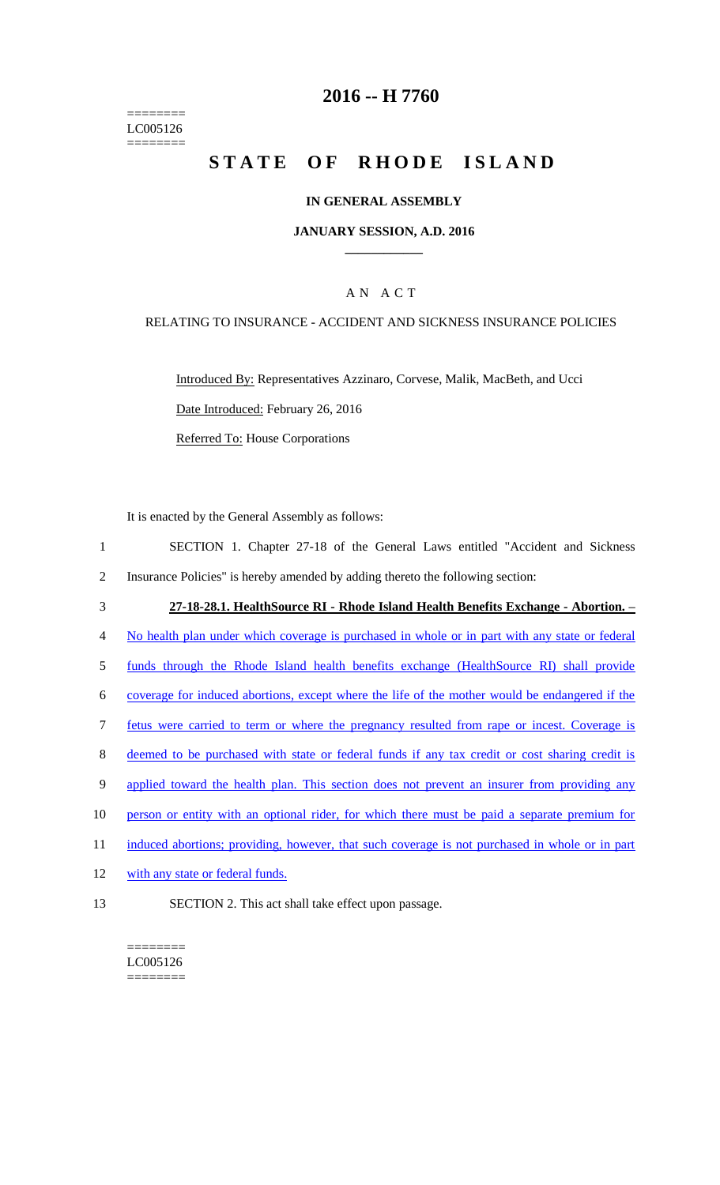========
LC005126
========

# 2016 -- H 7760

# STATE OF RHODE ISLAND

## IN GENERAL ASSEMBLY

### JANUARY SESSION, A.D. 2016

AN ACT

RELATING TO INSURANCE - ACCIDENT AND SICKNESS INSURANCE POLICIES

Introduced By: Representatives Azzinaro, Corvese, Malik, MacBeth, and Ucci

Date Introduced: February 26, 2016

Referred To: House Corporations

It is enacted by the General Assembly as follows:

1 SECTION 1. Chapter 27-18 of the General Laws entitled "Accident and Sickness
2 Insurance Policies" is hereby amended by adding thereto the following section:

3 **27-18-28.1. HealthSource RI - Rhode Island Health Benefits Exchange - Abortion. –**
4 No health plan under which coverage is purchased in whole or in part with any state or federal
5 funds through the Rhode Island health benefits exchange (HealthSource RI) shall provide
6 coverage for induced abortions, except where the life of the mother would be endangered if the
7 fetus were carried to term or where the pregnancy resulted from rape or incest. Coverage is
8 deemed to be purchased with state or federal funds if any tax credit or cost sharing credit is
9 applied toward the health plan. This section does not prevent an insurer from providing any
10 person or entity with an optional rider, for which there must be paid a separate premium for
11 induced abortions; providing, however, that such coverage is not purchased in whole or in part
12 with any state or federal funds.

13 SECTION 2. This act shall take effect upon passage.

========
LC005126
========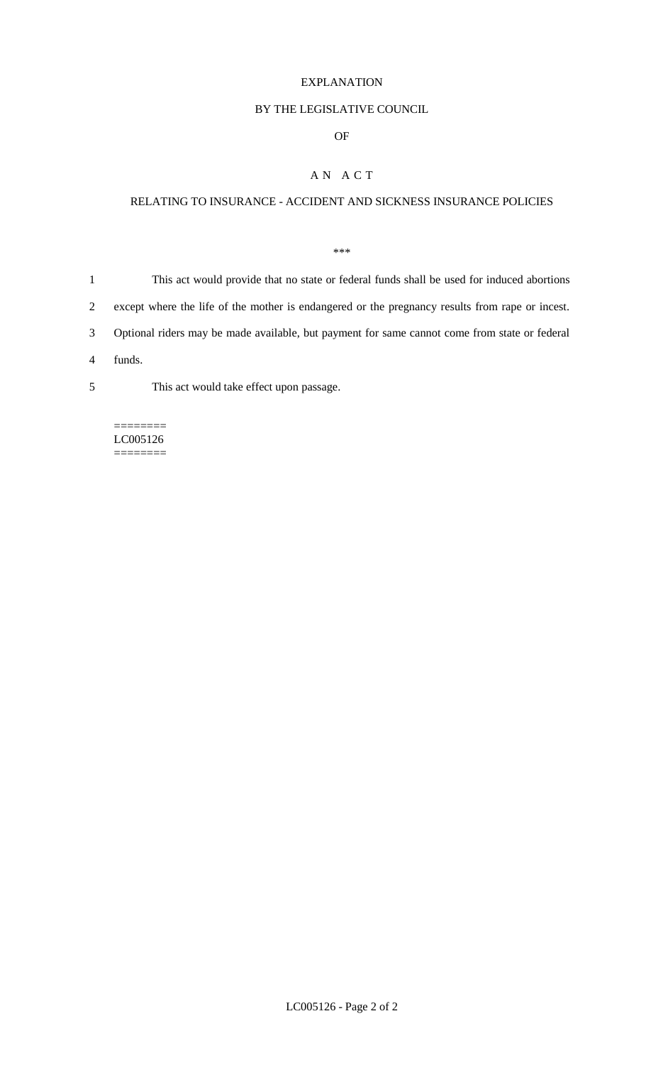EXPLANATION

BY THE LEGISLATIVE COUNCIL

OF

A N A C T

RELATING TO INSURANCE - ACCIDENT AND SICKNESS INSURANCE POLICIES

\*\*\*

This act would provide that no state or federal funds shall be used for induced abortions except where the life of the mother is endangered or the pregnancy results from rape or incest. Optional riders may be made available, but payment for same cannot come from state or federal funds.

This act would take effect upon passage.

========
LC005126
========